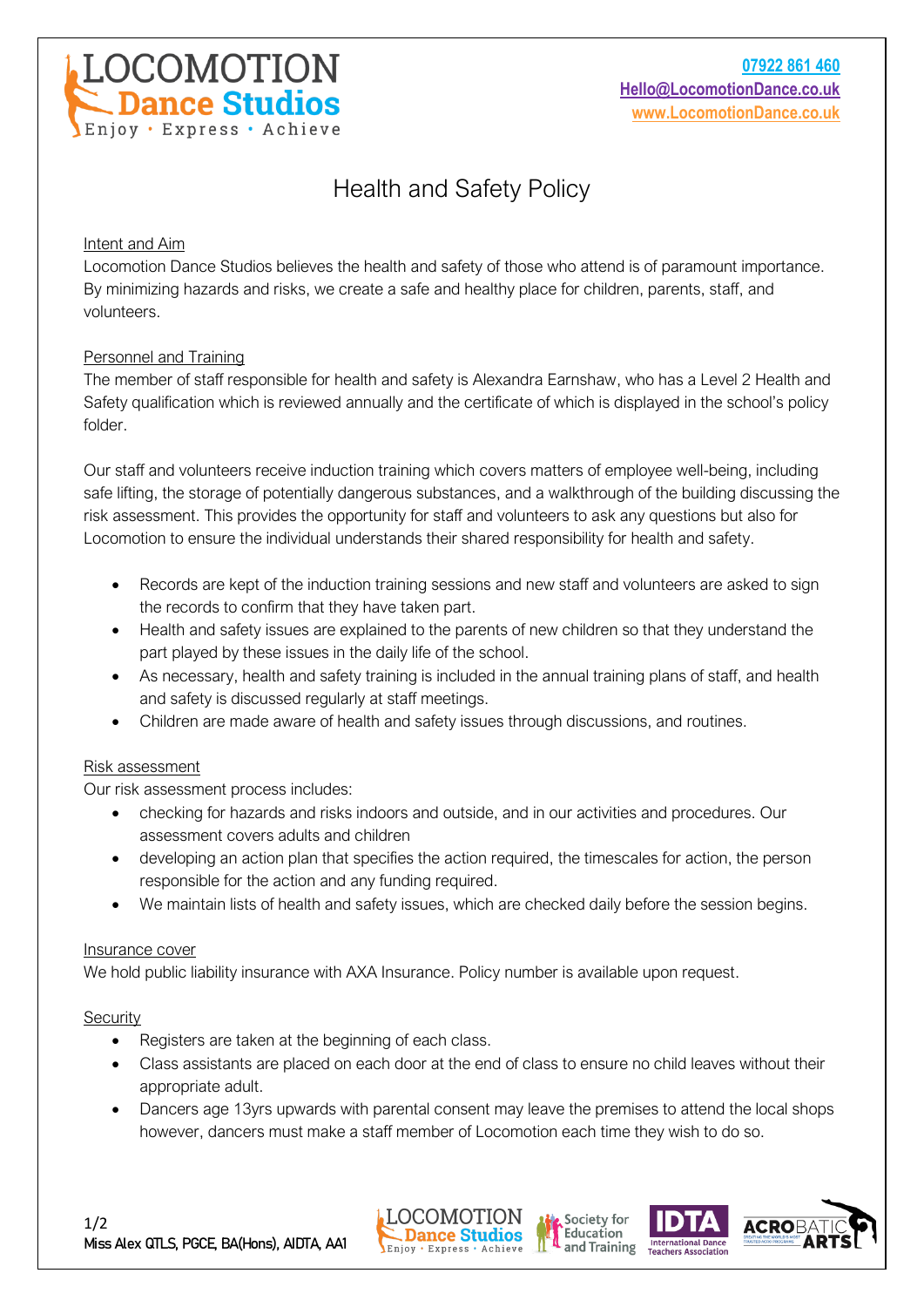LOCOMOTION Dance Studios
Enjoy · Express · Achieve

07922 861 460
Hello@LocomotionDance.co.uk
www.LocomotionDance.co.uk

# Health and Safety Policy

## Intent and Aim

Locomotion Dance Studios believes the health and safety of those who attend is of paramount importance. By minimizing hazards and risks, we create a safe and healthy place for children, parents, staff, and volunteers.

## Personnel and Training

The member of staff responsible for health and safety is Alexandra Earnshaw, who has a Level 2 Health and Safety qualification which is reviewed annually and the certificate of which is displayed in the school's policy folder.

Our staff and volunteers receive induction training which covers matters of employee well-being, including safe lifting, the storage of potentially dangerous substances, and a walkthrough of the building discussing the risk assessment. This provides the opportunity for staff and volunteers to ask any questions but also for Locomotion to ensure the individual understands their shared responsibility for health and safety.

- Records are kept of the induction training sessions and new staff and volunteers are asked to sign the records to confirm that they have taken part.
- Health and safety issues are explained to the parents of new children so that they understand the part played by these issues in the daily life of the school.
- As necessary, health and safety training is included in the annual training plans of staff, and health and safety is discussed regularly at staff meetings.
- Children are made aware of health and safety issues through discussions, and routines.

## Risk assessment

Our risk assessment process includes:

- checking for hazards and risks indoors and outside, and in our activities and procedures. Our assessment covers adults and children
- developing an action plan that specifies the action required, the timescales for action, the person responsible for the action and any funding required.
- We maintain lists of health and safety issues, which are checked daily before the session begins.

## Insurance cover

We hold public liability insurance with AXA Insurance. Policy number is available upon request.

## Security

- Registers are taken at the beginning of each class.
- Class assistants are placed on each door at the end of class to ensure no child leaves without their appropriate adult.
- Dancers age 13yrs upwards with parental consent may leave the premises to attend the local shops however, dancers must make a staff member of Locomotion each time they wish to do so.

Miss Alex QTLS, PGCE, BA(Hons), AIDTA, AA1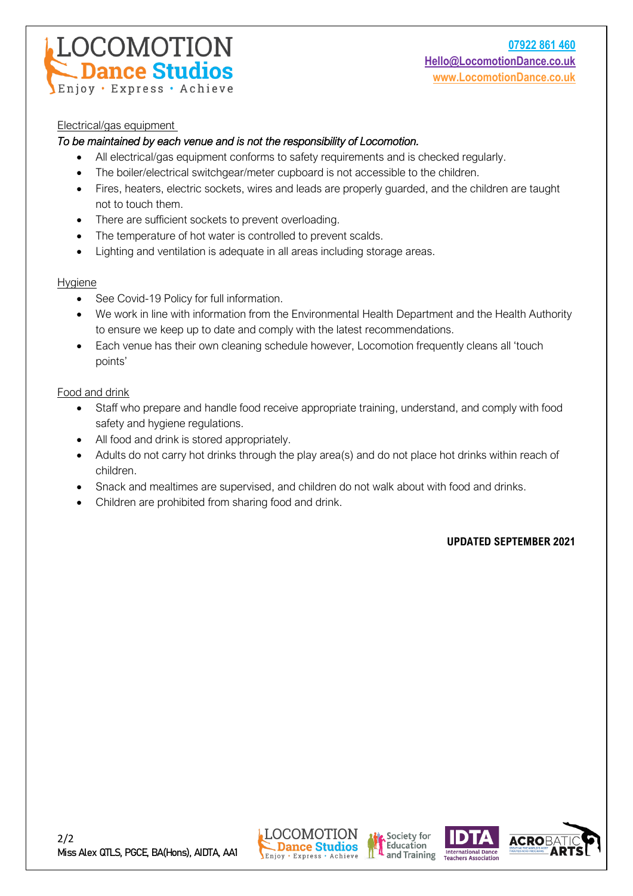Electrical/gas equipment

*To be maintained by each venue and is not the responsibility of Locomotion.*

- All electrical/gas equipment conforms to safety requirements and is checked regularly.
- The boiler/electrical switchgear/meter cupboard is not accessible to the children.
- Fires, heaters, electric sockets, wires and leads are properly guarded, and the children are taught not to touch them.
- There are sufficient sockets to prevent overloading.
- The temperature of hot water is controlled to prevent scalds.
- Lighting and ventilation is adequate in all areas including storage areas.

Hygiene

- See Covid-19 Policy for full information.
- We work in line with information from the Environmental Health Department and the Health Authority to ensure we keep up to date and comply with the latest recommendations.
- Each venue has their own cleaning schedule however, Locomotion frequently cleans all 'touch points'

Food and drink

- Staff who prepare and handle food receive appropriate training, understand, and comply with food safety and hygiene regulations.
- All food and drink is stored appropriately.
- Adults do not carry hot drinks through the play area(s) and do not place hot drinks within reach of children.
- Snack and mealtimes are supervised, and children do not walk about with food and drinks.
- Children are prohibited from sharing food and drink.

**UPDATED SEPTEMBER 2021**